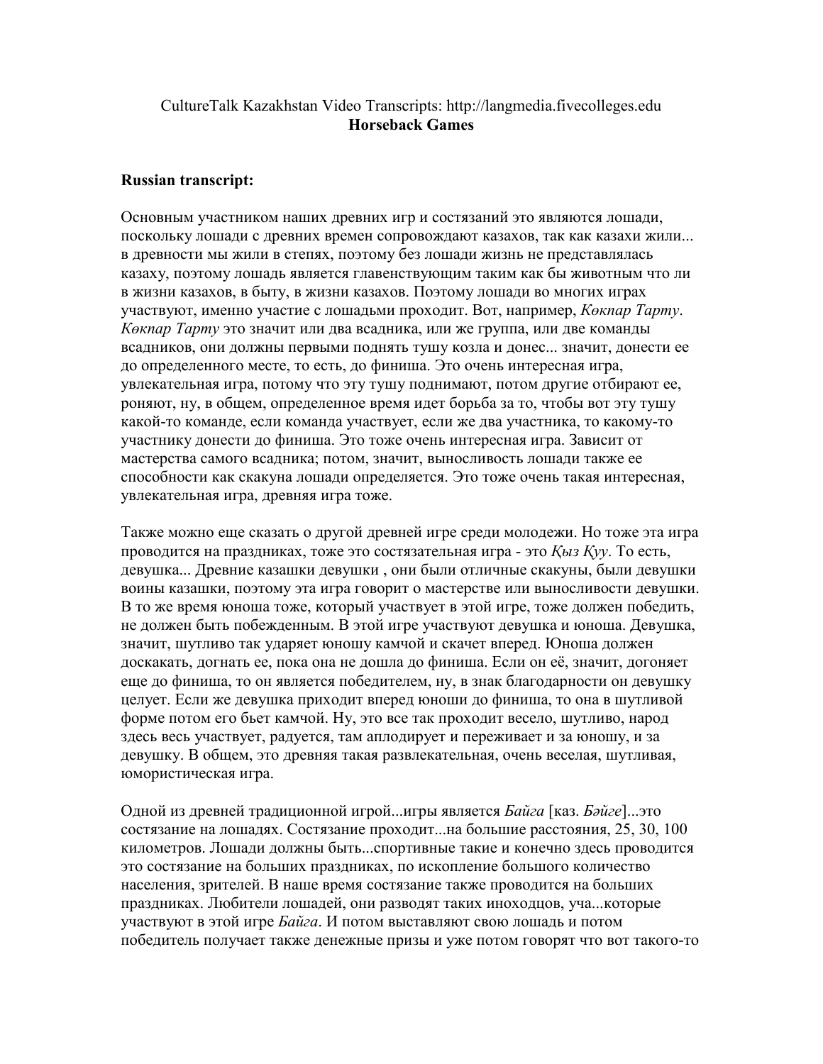CultureTalk Kazakhstan Video Transcripts: http://langmedia.fivecolleges.edu
**Horseback Games**

**Russian transcript:**

Основным участником наших древних игр и состязаний это являются лошади, поскольку лошади с древних времен сопровождают казахов, так как казахи жили... в древности мы жили в степях, поэтому без лошади жизнь не представлялась казаху, поэтому лошадь является главенствующим таким как бы животным что ли в жизни казахов, в быту, в жизни казахов. Поэтому лошади во многих играх участвуют, именно участие с лошадьми проходит. Вот, например, *Көкпар Тарту*. *Көкпар Тарту* это значит или два всадника, или же группа, или две команды всадников, они должны первыми поднять тушу козла и донес... значит, донести ее до определенного месте, то есть, до финиша. Это очень интересная игра, увлекательная игра, потому что эту тушу поднимают, потом другие отбирают ее, роняют, ну, в общем, определенное время идет борьба за то, чтобы вот эту тушу какой-то команде, если команда участвует, если же два участника, то какому-то участнику донести до финиша. Это тоже очень интересная игра. Зависит от мастерства самого всадника; потом, значит, выносливость лошади также ее способности как скакуна лошади определяется. Это тоже очень такая интересная, увлекательная игра, древняя игра тоже.

Также можно еще сказать о другой древней игре среди молодежи. Но тоже эта игра проводится на праздниках, тоже это состязательная игра - это *Қыз Қуу*. То есть, девушка... Древние казашки девушки , они были отличные скакуны, были девушки воины казашки, поэтому эта игра говорит о мастерстве или выносливости девушки. В то же время юноша тоже, который участвует в этой игре, тоже должен победить, не должен быть побежденным. В этой игре участвуют девушка и юноша. Девушка, значит, шутливо так ударяет юношу камчой и скачет вперед. Юноша должен доскакать, догнать ее, пока она не дошла до финиша. Если он её, значит, догоняет еще до финиша, то он является победителем, ну, в знак благодарности он девушку целует. Если же девушка приходит вперед юноши до финиша, то она в шутливой форме потом его бьет камчой. Ну, это все так проходит весело, шутливо, народ здесь весь участвует, радуется, там аплодирует и переживает и за юношу, и за девушку. В общем, это древняя такая развлекательная, очень веселая, шутливая, юмористическая игра.

Одной из древней традиционной игрой...игры является *Байга* [каз. *Бәйге*]...это состязание на лошадях. Состязание проходит...на большие расстояния, 25, 30, 100 километров. Лошади должны быть...спортивные такие и конечно здесь проводится это состязание на больших праздниках, по ископление большого количество населения, зрителей. В наше время состязание также проводится на больших праздниках. Любители лошадей, они разводят таких иноходцов, уча...которые участвуют в этой игре *Байга*. И потом выставляют свою лошадь и потом победитель получает также денежные призы и уже потом говорят что вот такого-то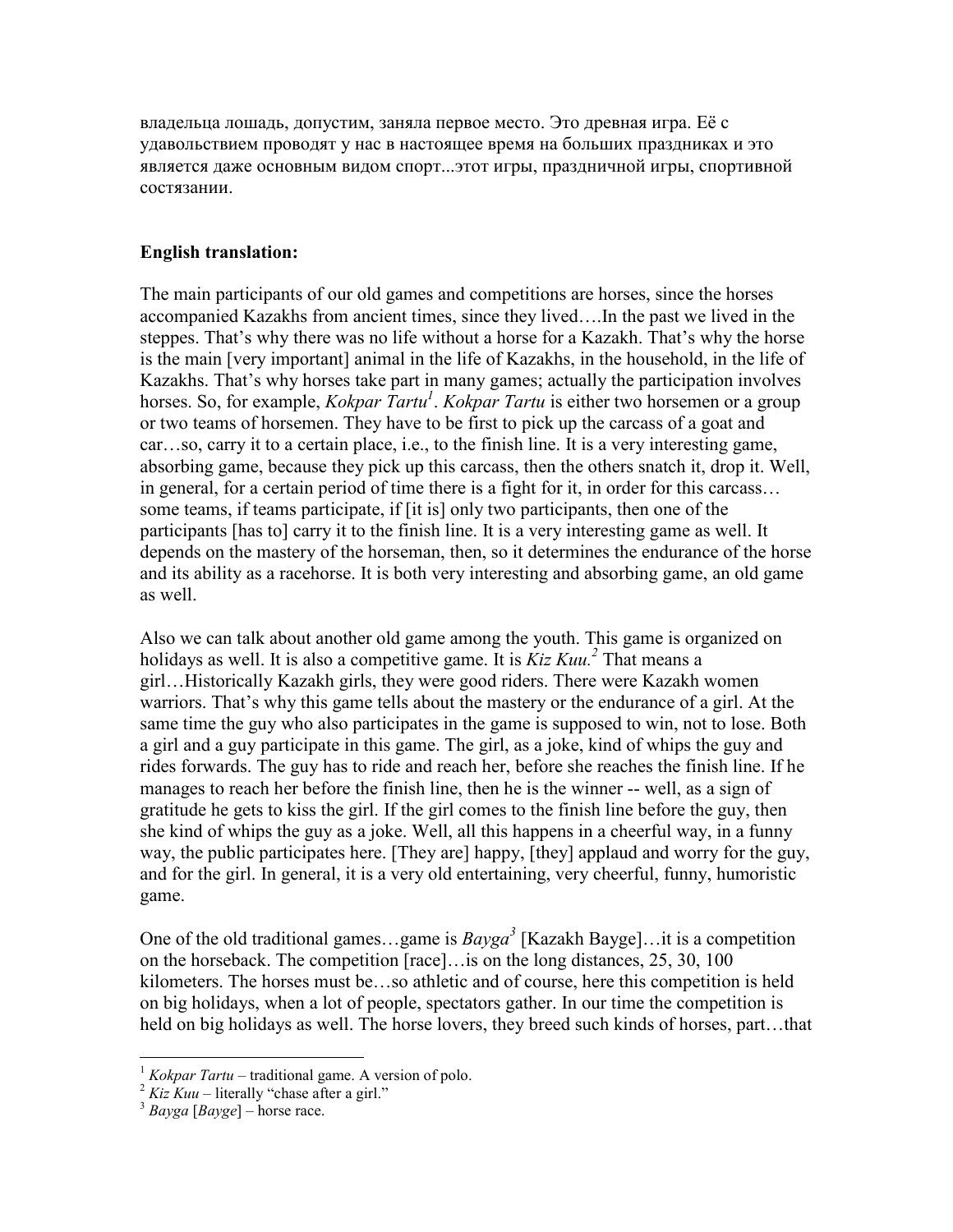владельца лошадь, допустим, заняла первое место. Это древная игра. Её с удавольствием проводят у нас в настоящее время на больших праздниках и это является даже основным видом спорт...этот игры, праздничной игры, спортивной состязании.

**English translation:**

The main participants of our old games and competitions are horses, since the horses accompanied Kazakhs from ancient times, since they lived….In the past we lived in the steppes. That's why there was no life without a horse for a Kazakh. That's why the horse is the main [very important] animal in the life of Kazakhs, in the household, in the life of Kazakhs. That's why horses take part in many games; actually the participation involves horses. So, for example, *Kokpar Tartu*[1]. *Kokpar Tartu* is either two horsemen or a group or two teams of horsemen. They have to be first to pick up the carcass of a goat and car…so, carry it to a certain place, i.e., to the finish line. It is a very interesting game, absorbing game, because they pick up this carcass, then the others snatch it, drop it. Well, in general, for a certain period of time there is a fight for it, in order for this carcass… some teams, if teams participate, if [it is] only two participants, then one of the participants [has to] carry it to the finish line. It is a very interesting game as well. It depends on the mastery of the horseman, then, so it determines the endurance of the horse and its ability as a racehorse. It is both very interesting and absorbing game, an old game as well.

Also we can talk about another old game among the youth. This game is organized on holidays as well. It is also a competitive game. It is *Kiz Kuu.*[2] That means a girl…Historically Kazakh girls, they were good riders. There were Kazakh women warriors. That's why this game tells about the mastery or the endurance of a girl. At the same time the guy who also participates in the game is supposed to win, not to lose. Both a girl and a guy participate in this game. The girl, as a joke, kind of whips the guy and rides forwards. The guy has to ride and reach her, before she reaches the finish line. If he manages to reach her before the finish line, then he is the winner -- well, as a sign of gratitude he gets to kiss the girl. If the girl comes to the finish line before the guy, then she kind of whips the guy as a joke. Well, all this happens in a cheerful way, in a funny way, the public participates here. [They are] happy, [they] applaud and worry for the guy, and for the girl. In general, it is a very old entertaining, very cheerful, funny, humoristic game.

One of the old traditional games…game is *Bayga*[3] [Kazakh Bayge]…it is a competition on the horseback. The competition [race]…is on the long distances, 25, 30, 100 kilometers. The horses must be…so athletic and of course, here this competition is held on big holidays, when a lot of people, spectators gather. In our time the competition is held on big holidays as well. The horse lovers, they breed such kinds of horses, part…that

---

[1] *Kokpar Tartu* – traditional game. A version of polo.

[2] *Kiz Kuu* – literally "chase after a girl."

[3] *Bayga* [*Bayge*] – horse race.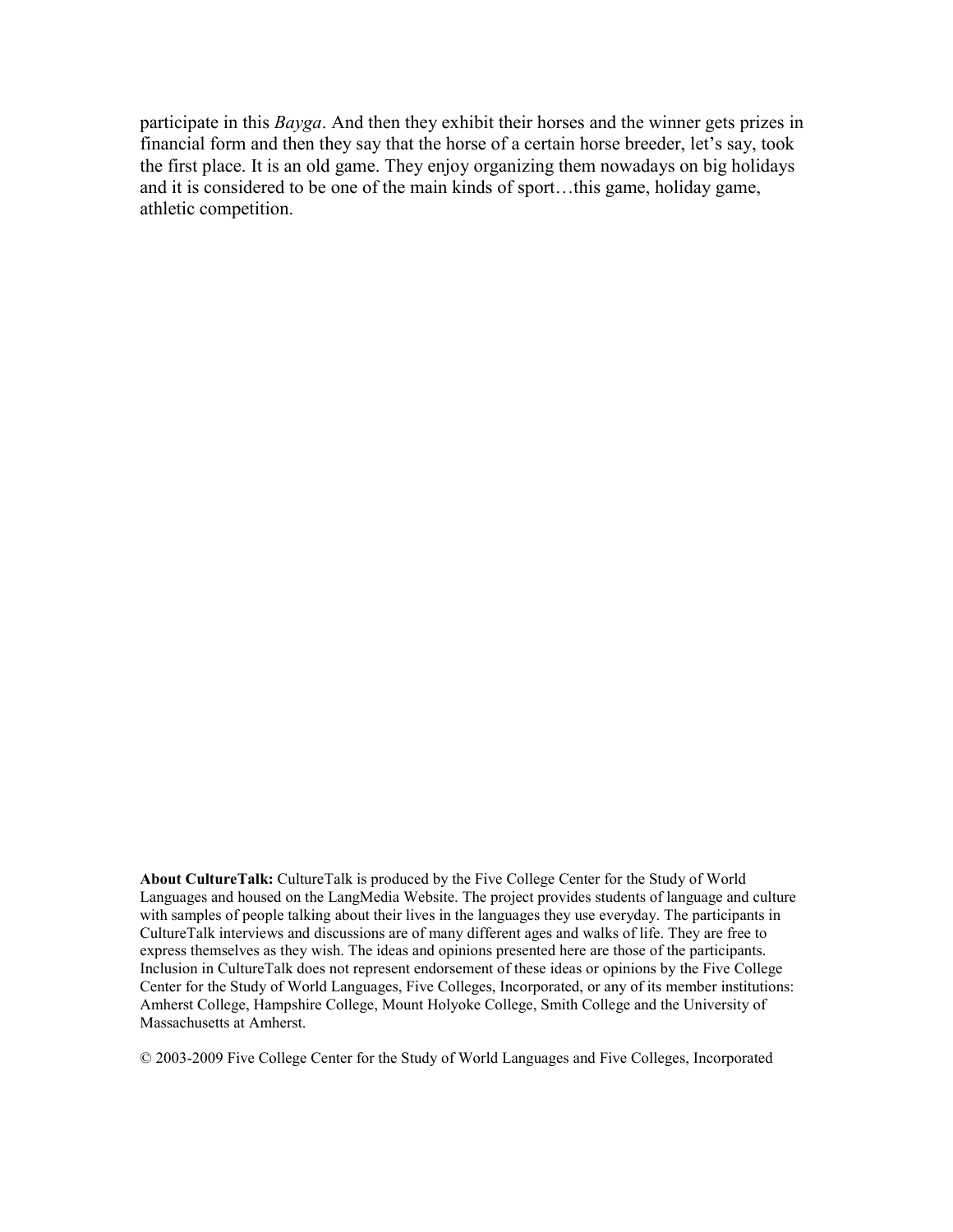participate in this *Bayga*. And then they exhibit their horses and the winner gets prizes in financial form and then they say that the horse of a certain horse breeder, let's say, took the first place. It is an old game. They enjoy organizing them nowadays on big holidays and it is considered to be one of the main kinds of sport…this game, holiday game, athletic competition.

**About CultureTalk:** CultureTalk is produced by the Five College Center for the Study of World Languages and housed on the LangMedia Website. The project provides students of language and culture with samples of people talking about their lives in the languages they use everyday. The participants in CultureTalk interviews and discussions are of many different ages and walks of life. They are free to express themselves as they wish. The ideas and opinions presented here are those of the participants. Inclusion in CultureTalk does not represent endorsement of these ideas or opinions by the Five College Center for the Study of World Languages, Five Colleges, Incorporated, or any of its member institutions: Amherst College, Hampshire College, Mount Holyoke College, Smith College and the University of Massachusetts at Amherst.

© 2003-2009 Five College Center for the Study of World Languages and Five Colleges, Incorporated